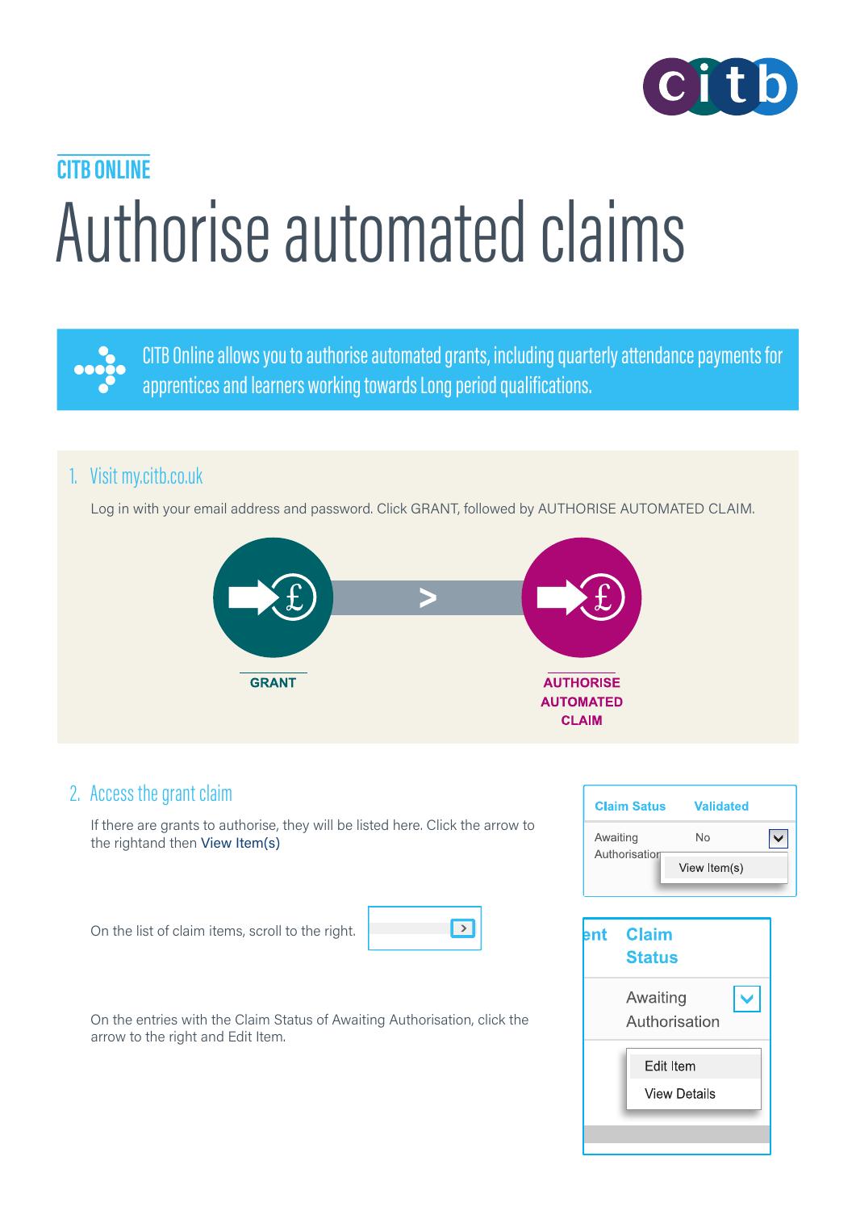CITB ONLINE

# Authorise automated claims

CITB Online allows you to authorise automated grants, including quarterly attendance payments for apprentices and learners working towards Long period qualifications.

## 1. Visit my.citb.co.uk

Log in with your email address and password. Click GRANT, followed by AUTHORISE AUTOMATED CLAIM.

GRANT > AUTHORISE AUTOMATED CLAIM

## 2. Access the grant claim

If there are grants to authorise, they will be listed here. Click the arrow to the rightand then View Item(s)

| Claim Satus | Validated |
|---|---|
| Awaiting Authorisation | No |

View Item(s)

On the list of claim items, scroll to the right.

On the entries with the Claim Status of Awaiting Authorisation, click the arrow to the right and Edit Item.

| Claim Status |
|---|
| Awaiting Authorisation |

Edit Item
View Details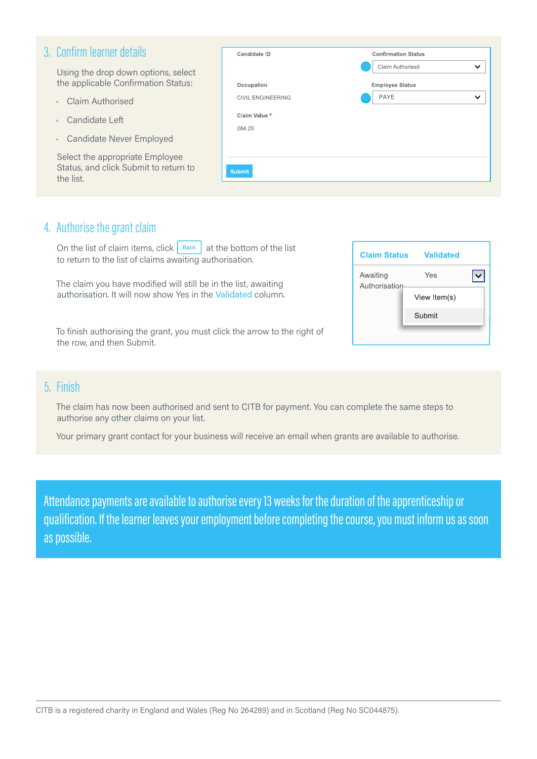## 3. Confirm learner details

Using the drop down options, select the applicable Confirmation Status:

- Claim Authorised
- Candidate Left
- Candidate Never Employed

Select the appropriate Employee Status, and click Submit to return to the list.

Candidate ID

Confirmation Status

Claim Authorised

Occupation

CIVIL ENGINEERING

Employee Status

PAYE

Claim Value *

284.25

Submit

## 4. Authorise the grant claim

On the list of claim items, click Back at the bottom of the list to return to the list of claims awaiting authorisation.

The claim you have modified will still be in the list, awaiting authorisation. It will now show Yes in the Validated column.

To finish authorising the grant, you must click the arrow to the right of the row, and then Submit.

| Claim Status | Validated |
|---|---|
| Awaiting Authorisation | Yes |

View Item(s)

Submit

## 5. Finish

The claim has now been authorised and sent to CITB for payment. You can complete the same steps to authorise any other claims on your list.

Your primary grant contact for your business will receive an email when grants are available to authorise.

Attendance payments are available to authorise every 13 weeks for the duration of the apprenticeship or qualification. If the learner leaves your employment before completing the course, you must inform us as soon as possible.

CITB is a registered charity in England and Wales (Reg No 264289) and in Scotland (Reg No SC044875).